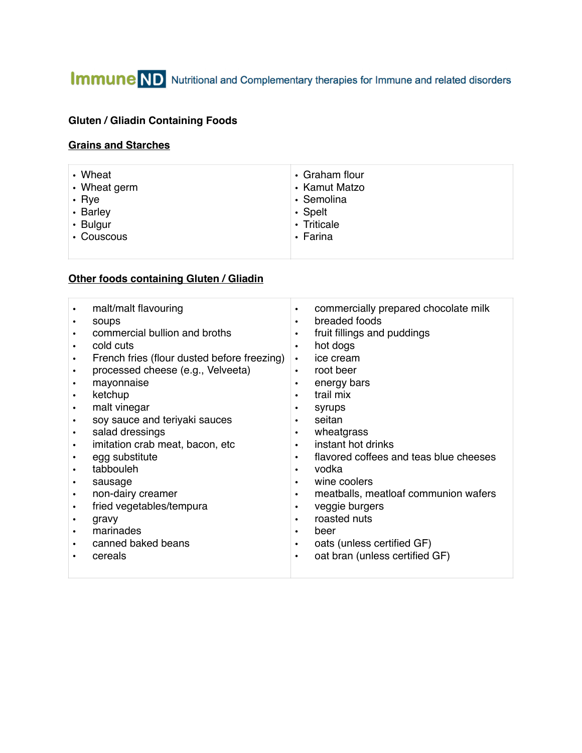**Immune ND** Nutritional and Complementary therapies for Immune and related disorders

## Gluten / Gliadin Containing Foods

### Grains and Starches

- Wheat
- Wheat germ
- Rye
- Barley
- Bulgur
- Couscous
- Graham flour
- Kamut Matzo
- Semolina
- Spelt
- Triticale
- Farina

### Other foods containing Gluten / Gliadin

- malt/malt flavouring
- soups
- commercial bullion and broths
- cold cuts
- French fries (flour dusted before freezing)
- processed cheese (e.g., Velveeta)
- mayonnaise
- ketchup
- malt vinegar
- soy sauce and teriyaki sauces
- salad dressings
- imitation crab meat, bacon, etc
- egg substitute
- tabbouleh
- sausage
- non-dairy creamer
- fried vegetables/tempura
- gravy
- marinades
- canned baked beans
- cereals
- commercially prepared chocolate milk
- breaded foods
- fruit fillings and puddings
- hot dogs
- ice cream
- root beer
- energy bars
- trail mix
- syrups
- seitan
- wheatgrass
- instant hot drinks
- flavored coffees and teas blue cheeses
- vodka
- wine coolers
- meatballs, meatloaf communion wafers
- veggie burgers
- roasted nuts
- beer
- oats (unless certified GF)
- oat bran (unless certified GF)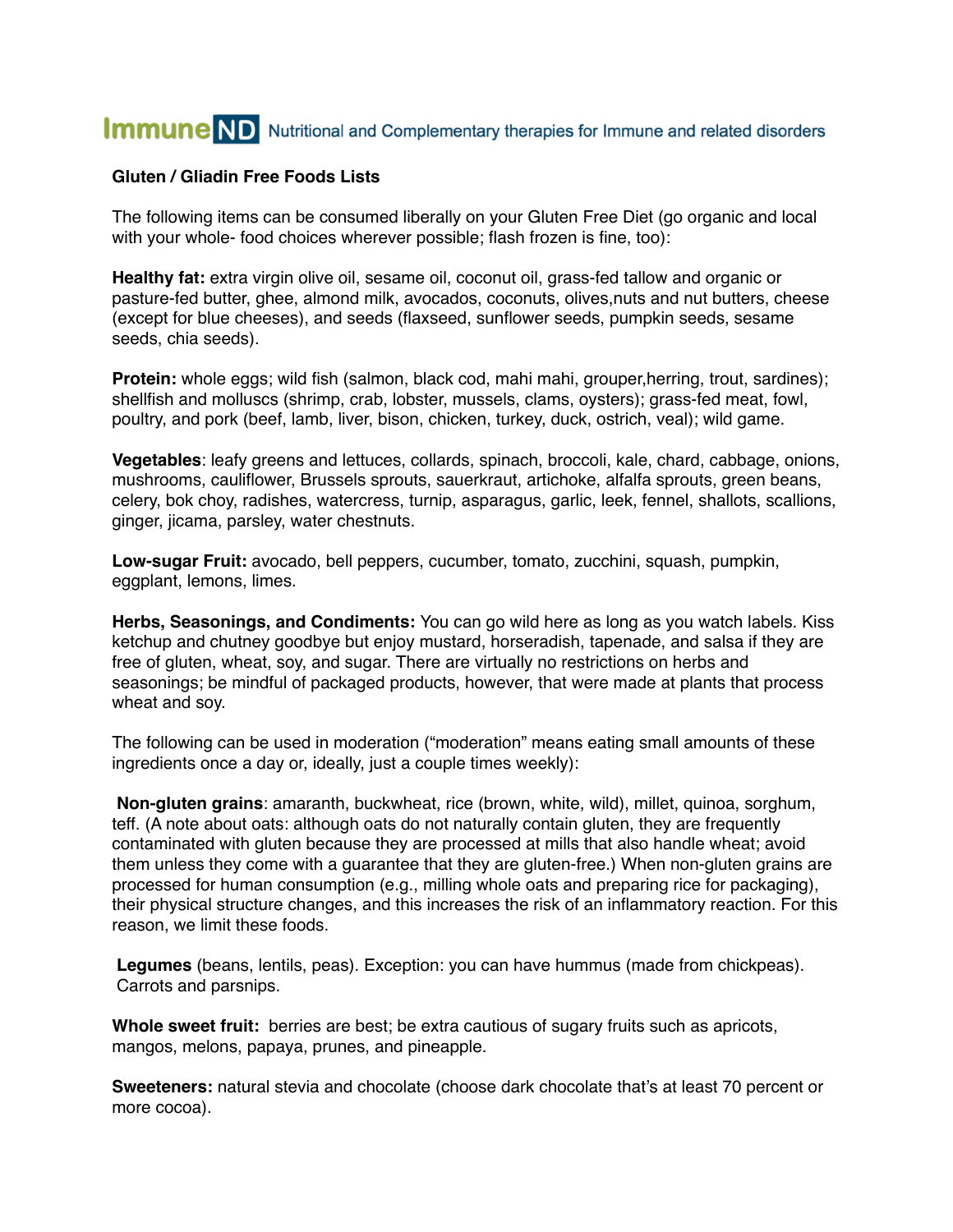**Gluten / Gliadin Free Foods Lists**

The following items can be consumed liberally on your Gluten Free Diet (go organic and local with your whole- food choices wherever possible; flash frozen is fine, too):

**Healthy fat:** extra virgin olive oil, sesame oil, coconut oil, grass-fed tallow and organic or pasture-fed butter, ghee, almond milk, avocados, coconuts, olives,nuts and nut butters, cheese (except for blue cheeses), and seeds (flaxseed, sunflower seeds, pumpkin seeds, sesame seeds, chia seeds).

**Protein:** whole eggs; wild fish (salmon, black cod, mahi mahi, grouper,herring, trout, sardines); shellfish and molluscs (shrimp, crab, lobster, mussels, clams, oysters); grass-fed meat, fowl, poultry, and pork (beef, lamb, liver, bison, chicken, turkey, duck, ostrich, veal); wild game.

**Vegetables**: leafy greens and lettuces, collards, spinach, broccoli, kale, chard, cabbage, onions, mushrooms, cauliflower, Brussels sprouts, sauerkraut, artichoke, alfalfa sprouts, green beans, celery, bok choy, radishes, watercress, turnip, asparagus, garlic, leek, fennel, shallots, scallions, ginger, jicama, parsley, water chestnuts.

**Low-sugar Fruit:** avocado, bell peppers, cucumber, tomato, zucchini, squash, pumpkin, eggplant, lemons, limes.

**Herbs, Seasonings, and Condiments:** You can go wild here as long as you watch labels. Kiss ketchup and chutney goodbye but enjoy mustard, horseradish, tapenade, and salsa if they are free of gluten, wheat, soy, and sugar. There are virtually no restrictions on herbs and seasonings; be mindful of packaged products, however, that were made at plants that process wheat and soy.

The following can be used in moderation ("moderation" means eating small amounts of these ingredients once a day or, ideally, just a couple times weekly):

**Non-gluten grains**: amaranth, buckwheat, rice (brown, white, wild), millet, quinoa, sorghum, teff. (A note about oats: although oats do not naturally contain gluten, they are frequently contaminated with gluten because they are processed at mills that also handle wheat; avoid them unless they come with a guarantee that they are gluten-free.) When non-gluten grains are processed for human consumption (e.g., milling whole oats and preparing rice for packaging), their physical structure changes, and this increases the risk of an inflammatory reaction. For this reason, we limit these foods.

**Legumes** (beans, lentils, peas). Exception: you can have hummus (made from chickpeas). Carrots and parsnips.

**Whole sweet fruit:** berries are best; be extra cautious of sugary fruits such as apricots, mangos, melons, papaya, prunes, and pineapple.

**Sweeteners:** natural stevia and chocolate (choose dark chocolate that's at least 70 percent or more cocoa).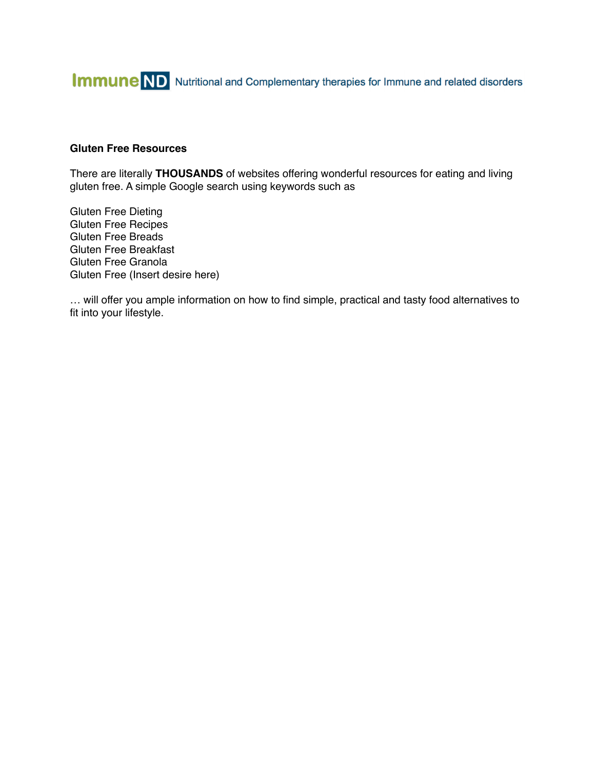**Gluten Free Resources**

There are literally **THOUSANDS** of websites offering wonderful resources for eating and living gluten free. A simple Google search using keywords such as

Gluten Free Dieting
Gluten Free Recipes
Gluten Free Breads
Gluten Free Breakfast
Gluten Free Granola
Gluten Free (Insert desire here)

… will offer you ample information on how to find simple, practical and tasty food alternatives to fit into your lifestyle.